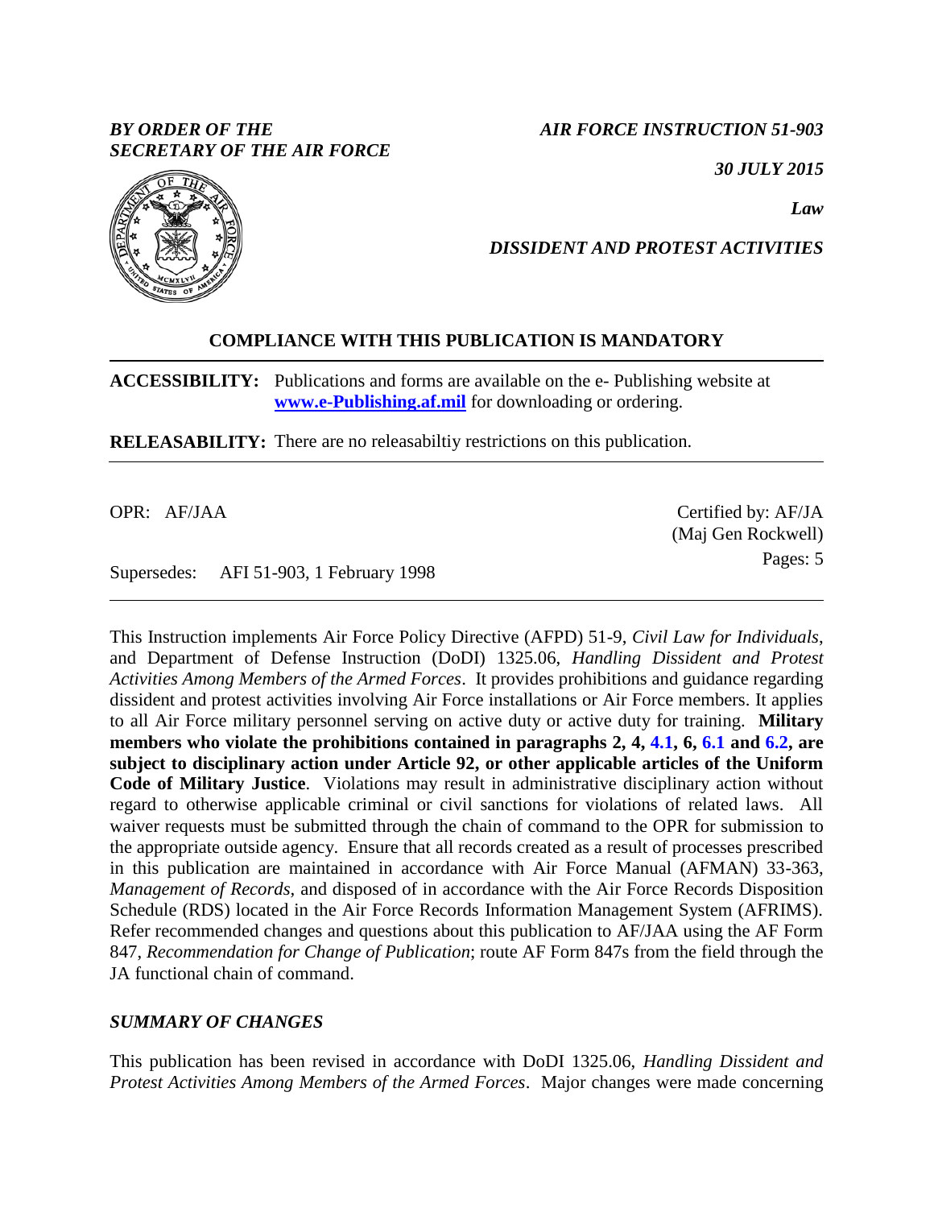*BY ORDER OF THE SECRETARY OF THE AIR FORCE*

***AIR FORCE INSTRUCTION 51-903***

***30 JULY 2015***

***Law***

***DISSIDENT AND PROTEST ACTIVITIES***

**COMPLIANCE WITH THIS PUBLICATION IS MANDATORY**

---

**ACCESSIBILITY:** Publications and forms are available on the e- Publishing website at **www.e-Publishing.af.mil** for downloading or ordering.

**RELEASABILITY:** There are no releasabiltiy restrictions on this publication.

---

OPR: AF/JAA

Certified by: AF/JA (Maj Gen Rockwell)

Pages: 5

Supersedes: AFI 51-903, 1 February 1998

---

This Instruction implements Air Force Policy Directive (AFPD) 51-9, *Civil Law for Individuals*, and Department of Defense Instruction (DoDI) 1325.06, *Handling Dissident and Protest Activities Among Members of the Armed Forces*. It provides prohibitions and guidance regarding dissident and protest activities involving Air Force installations or Air Force members. It applies to all Air Force military personnel serving on active duty or active duty for training. **Military members who violate the prohibitions contained in paragraphs 2, 4, 4.1, 6, 6.1 and 6.2, are subject to disciplinary action under Article 92, or other applicable articles of the Uniform Code of Military Justice**. Violations may result in administrative disciplinary action without regard to otherwise applicable criminal or civil sanctions for violations of related laws. All waiver requests must be submitted through the chain of command to the OPR for submission to the appropriate outside agency. Ensure that all records created as a result of processes prescribed in this publication are maintained in accordance with Air Force Manual (AFMAN) 33-363, *Management of Records,* and disposed of in accordance with the Air Force Records Disposition Schedule (RDS) located in the Air Force Records Information Management System (AFRIMS). Refer recommended changes and questions about this publication to AF/JAA using the AF Form 847, *Recommendation for Change of Publication*; route AF Form 847s from the field through the JA functional chain of command.

## *SUMMARY OF CHANGES*

This publication has been revised in accordance with DoDI 1325.06, *Handling Dissident and Protest Activities Among Members of the Armed Forces*. Major changes were made concerning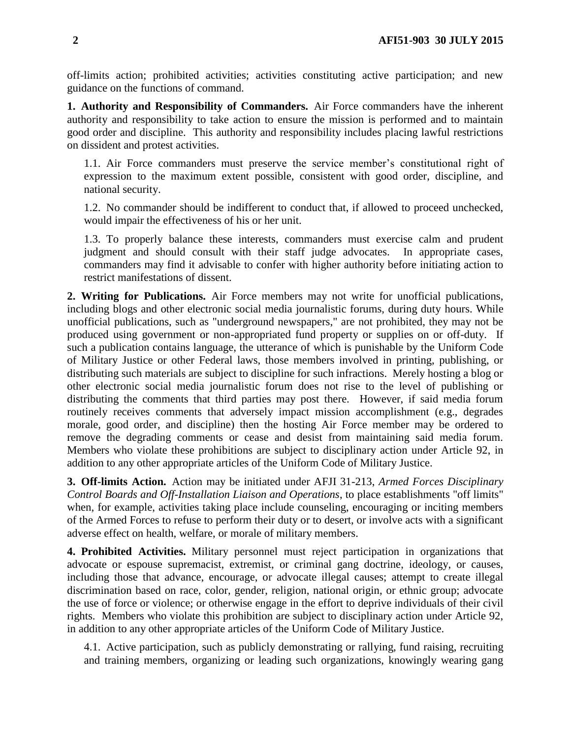off-limits action; prohibited activities; activities constituting active participation; and new guidance on the functions of command.

**1. Authority and Responsibility of Commanders.** Air Force commanders have the inherent authority and responsibility to take action to ensure the mission is performed and to maintain good order and discipline. This authority and responsibility includes placing lawful restrictions on dissident and protest activities.

1.1. Air Force commanders must preserve the service member's constitutional right of expression to the maximum extent possible, consistent with good order, discipline, and national security.

1.2. No commander should be indifferent to conduct that, if allowed to proceed unchecked, would impair the effectiveness of his or her unit.

1.3. To properly balance these interests, commanders must exercise calm and prudent judgment and should consult with their staff judge advocates. In appropriate cases, commanders may find it advisable to confer with higher authority before initiating action to restrict manifestations of dissent.

**2. Writing for Publications.** Air Force members may not write for unofficial publications, including blogs and other electronic social media journalistic forums, during duty hours. While unofficial publications, such as "underground newspapers," are not prohibited, they may not be produced using government or non-appropriated fund property or supplies on or off-duty. If such a publication contains language, the utterance of which is punishable by the Uniform Code of Military Justice or other Federal laws, those members involved in printing, publishing, or distributing such materials are subject to discipline for such infractions. Merely hosting a blog or other electronic social media journalistic forum does not rise to the level of publishing or distributing the comments that third parties may post there. However, if said media forum routinely receives comments that adversely impact mission accomplishment (e.g., degrades morale, good order, and discipline) then the hosting Air Force member may be ordered to remove the degrading comments or cease and desist from maintaining said media forum. Members who violate these prohibitions are subject to disciplinary action under Article 92, in addition to any other appropriate articles of the Uniform Code of Military Justice.

**3. Off-limits Action.** Action may be initiated under AFJI 31-213, *Armed Forces Disciplinary Control Boards and Off-Installation Liaison and Operations*, to place establishments "off limits" when, for example, activities taking place include counseling, encouraging or inciting members of the Armed Forces to refuse to perform their duty or to desert, or involve acts with a significant adverse effect on health, welfare, or morale of military members.

**4. Prohibited Activities.** Military personnel must reject participation in organizations that advocate or espouse supremacist, extremist, or criminal gang doctrine, ideology, or causes, including those that advance, encourage, or advocate illegal causes; attempt to create illegal discrimination based on race, color, gender, religion, national origin, or ethnic group; advocate the use of force or violence; or otherwise engage in the effort to deprive individuals of their civil rights. Members who violate this prohibition are subject to disciplinary action under Article 92, in addition to any other appropriate articles of the Uniform Code of Military Justice.

4.1. Active participation, such as publicly demonstrating or rallying, fund raising, recruiting and training members, organizing or leading such organizations, knowingly wearing gang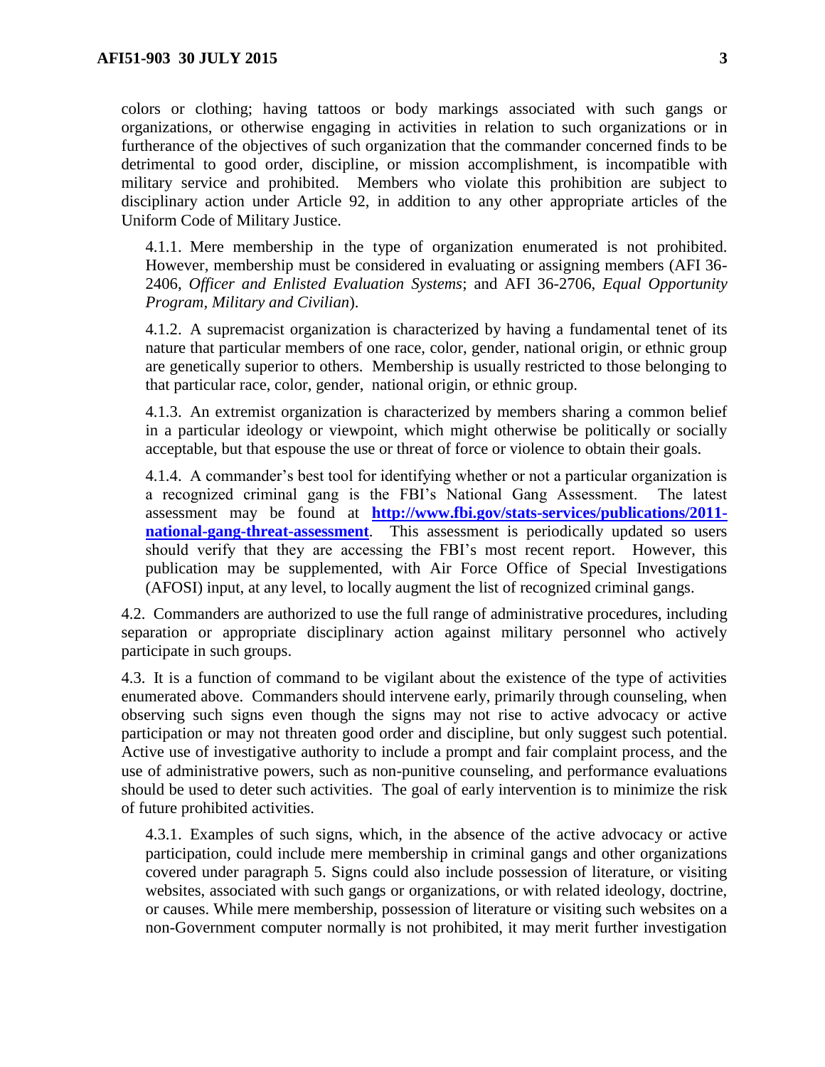colors or clothing; having tattoos or body markings associated with such gangs or organizations, or otherwise engaging in activities in relation to such organizations or in furtherance of the objectives of such organization that the commander concerned finds to be detrimental to good order, discipline, or mission accomplishment, is incompatible with military service and prohibited. Members who violate this prohibition are subject to disciplinary action under Article 92, in addition to any other appropriate articles of the Uniform Code of Military Justice.

4.1.1. Mere membership in the type of organization enumerated is not prohibited. However, membership must be considered in evaluating or assigning members (AFI 36-2406, *Officer and Enlisted Evaluation Systems*; and AFI 36-2706, *Equal Opportunity Program, Military and Civilian*).

4.1.2. A supremacist organization is characterized by having a fundamental tenet of its nature that particular members of one race, color, gender, national origin, or ethnic group are genetically superior to others. Membership is usually restricted to those belonging to that particular race, color, gender, national origin, or ethnic group.

4.1.3. An extremist organization is characterized by members sharing a common belief in a particular ideology or viewpoint, which might otherwise be politically or socially acceptable, but that espouse the use or threat of force or violence to obtain their goals.

4.1.4. A commander's best tool for identifying whether or not a particular organization is a recognized criminal gang is the FBI's National Gang Assessment. The latest assessment may be found at **[http://www.fbi.gov/stats-services/publications/2011-national-gang-threat-assessment](http://www.fbi.gov/stats-services/publications/2011-national-gang-threat-assessment)**. This assessment is periodically updated so users should verify that they are accessing the FBI's most recent report. However, this publication may be supplemented, with Air Force Office of Special Investigations (AFOSI) input, at any level, to locally augment the list of recognized criminal gangs.

4.2. Commanders are authorized to use the full range of administrative procedures, including separation or appropriate disciplinary action against military personnel who actively participate in such groups.

4.3. It is a function of command to be vigilant about the existence of the type of activities enumerated above. Commanders should intervene early, primarily through counseling, when observing such signs even though the signs may not rise to active advocacy or active participation or may not threaten good order and discipline, but only suggest such potential. Active use of investigative authority to include a prompt and fair complaint process, and the use of administrative powers, such as non-punitive counseling, and performance evaluations should be used to deter such activities. The goal of early intervention is to minimize the risk of future prohibited activities.

4.3.1. Examples of such signs, which, in the absence of the active advocacy or active participation, could include mere membership in criminal gangs and other organizations covered under paragraph 5. Signs could also include possession of literature, or visiting websites, associated with such gangs or organizations, or with related ideology, doctrine, or causes. While mere membership, possession of literature or visiting such websites on a non-Government computer normally is not prohibited, it may merit further investigation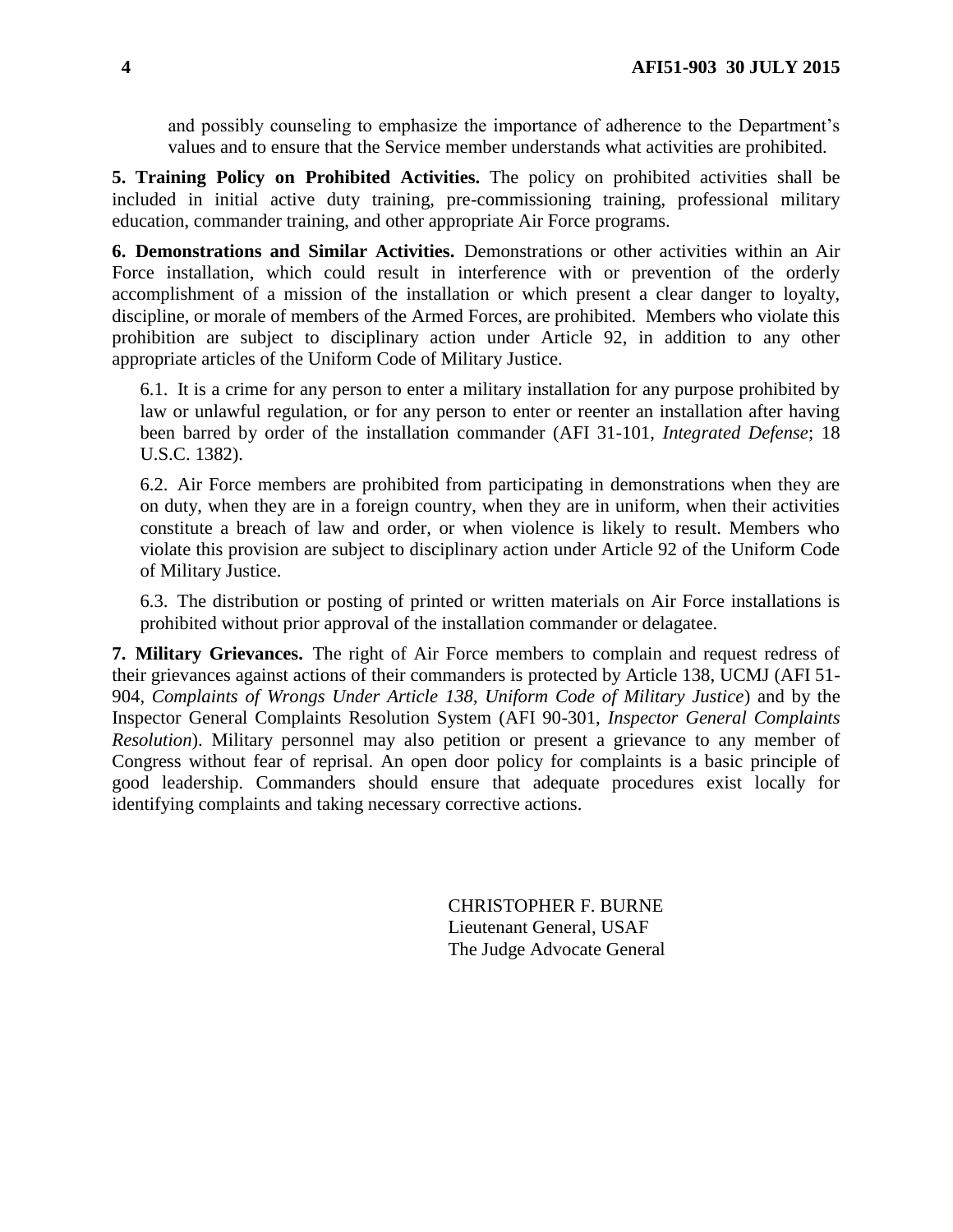and possibly counseling to emphasize the importance of adherence to the Department's values and to ensure that the Service member understands what activities are prohibited.

**5. Training Policy on Prohibited Activities.** The policy on prohibited activities shall be included in initial active duty training, pre-commissioning training, professional military education, commander training, and other appropriate Air Force programs.

**6. Demonstrations and Similar Activities.** Demonstrations or other activities within an Air Force installation, which could result in interference with or prevention of the orderly accomplishment of a mission of the installation or which present a clear danger to loyalty, discipline, or morale of members of the Armed Forces, are prohibited. Members who violate this prohibition are subject to disciplinary action under Article 92, in addition to any other appropriate articles of the Uniform Code of Military Justice.

6.1. It is a crime for any person to enter a military installation for any purpose prohibited by law or unlawful regulation, or for any person to enter or reenter an installation after having been barred by order of the installation commander (AFI 31-101, *Integrated Defense*; 18 U.S.C. 1382).

6.2. Air Force members are prohibited from participating in demonstrations when they are on duty, when they are in a foreign country, when they are in uniform, when their activities constitute a breach of law and order, or when violence is likely to result. Members who violate this provision are subject to disciplinary action under Article 92 of the Uniform Code of Military Justice.

6.3. The distribution or posting of printed or written materials on Air Force installations is prohibited without prior approval of the installation commander or delagatee.

**7. Military Grievances.** The right of Air Force members to complain and request redress of their grievances against actions of their commanders is protected by Article 138, UCMJ (AFI 51-904, *Complaints of Wrongs Under Article 138, Uniform Code of Military Justice*) and by the Inspector General Complaints Resolution System (AFI 90-301, *Inspector General Complaints Resolution*). Military personnel may also petition or present a grievance to any member of Congress without fear of reprisal. An open door policy for complaints is a basic principle of good leadership. Commanders should ensure that adequate procedures exist locally for identifying complaints and taking necessary corrective actions.

CHRISTOPHER F. BURNE
Lieutenant General, USAF
The Judge Advocate General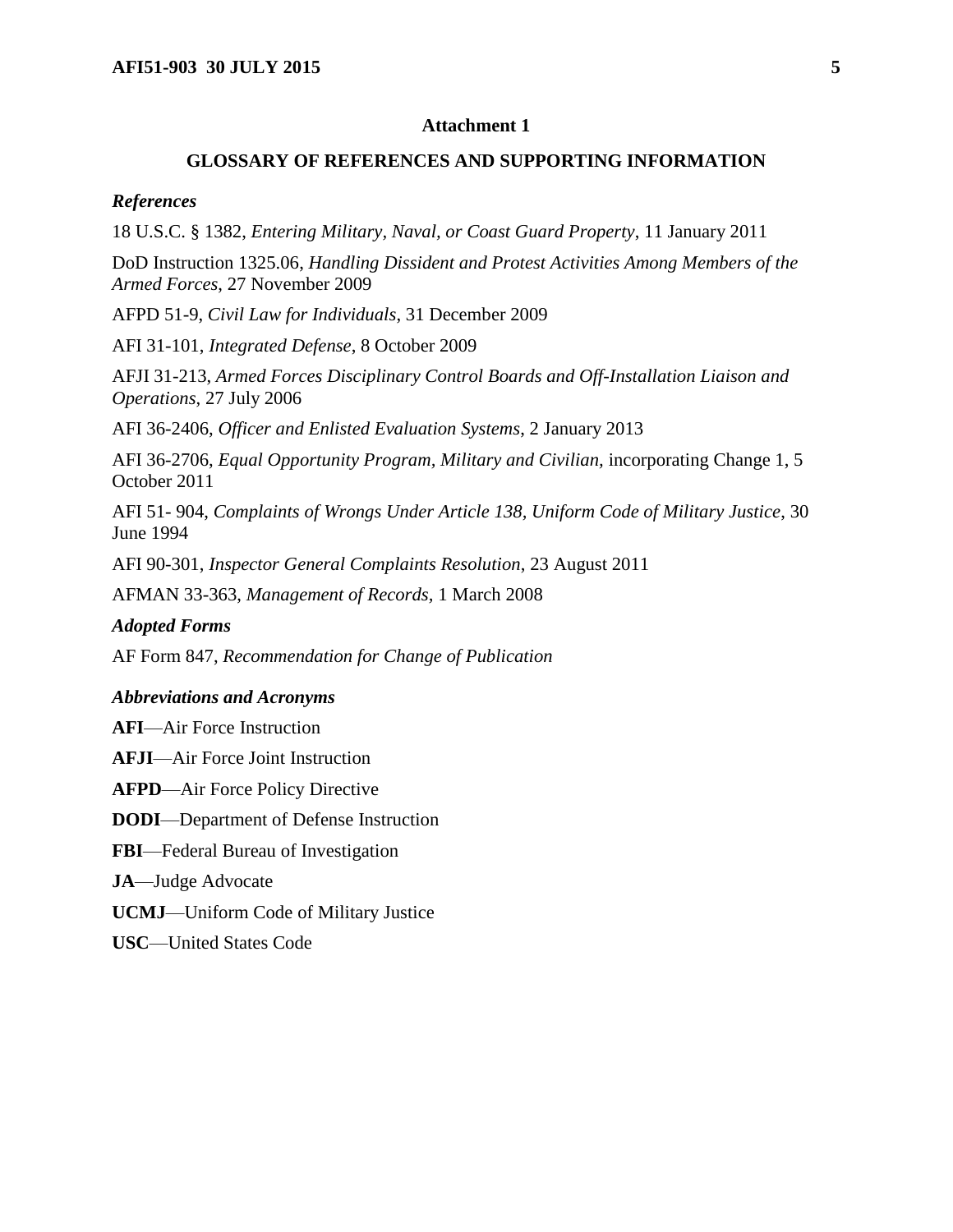## Attachment 1

## GLOSSARY OF REFERENCES AND SUPPORTING INFORMATION

### *References*

18 U.S.C. § 1382, *Entering Military, Naval, or Coast Guard Property*, 11 January 2011

DoD Instruction 1325.06, *Handling Dissident and Protest Activities Among Members of the Armed Forces*, 27 November 2009

AFPD 51-9, *Civil Law for Individuals*, 31 December 2009

AFI 31-101, *Integrated Defense*, 8 October 2009

AFJI 31-213, *Armed Forces Disciplinary Control Boards and Off-Installation Liaison and Operations*, 27 July 2006

AFI 36-2406, *Officer and Enlisted Evaluation Systems*, 2 January 2013

AFI 36-2706, *Equal Opportunity Program, Military and Civilian,* incorporating Change 1, 5 October 2011

AFI 51- 904, *Complaints of Wrongs Under Article 138, Uniform Code of Military Justice*, 30 June 1994

AFI 90-301, *Inspector General Complaints Resolution*, 23 August 2011

AFMAN 33-363, *Management of Records,* 1 March 2008

### *Adopted Forms*

AF Form 847, *Recommendation for Change of Publication*

### *Abbreviations and Acronyms*

**AFI**—Air Force Instruction

**AFJI**—Air Force Joint Instruction

**AFPD**—Air Force Policy Directive

**DODI**—Department of Defense Instruction

**FBI**—Federal Bureau of Investigation

**JA**—Judge Advocate

**UCMJ**—Uniform Code of Military Justice

**USC**—United States Code